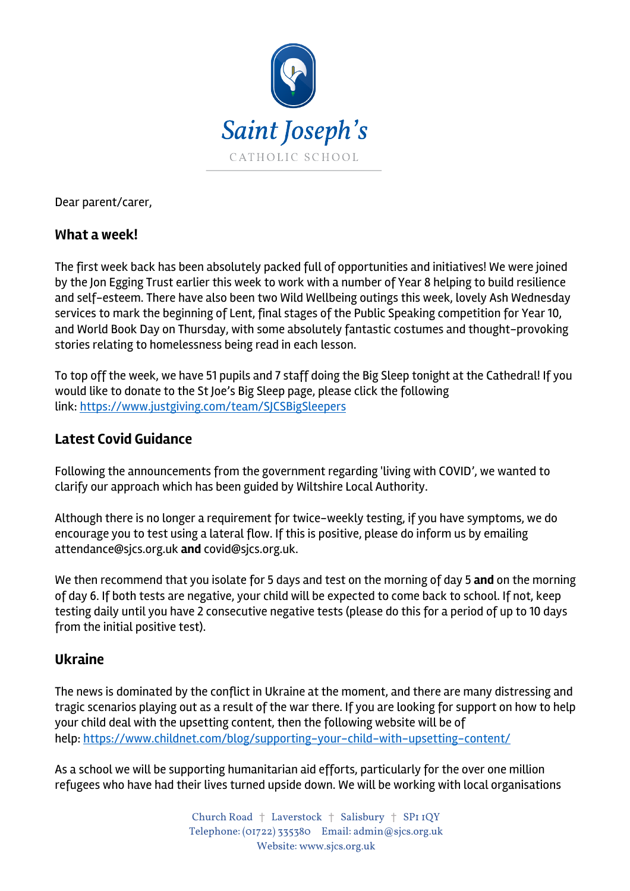# Saint Joseph's

CATHOLIC SCHOOL

Dear parent/carer,

## What a week!

The first week back has been absolutely packed full of opportunities and initiatives! We were joined by the Jon Egging Trust earlier this week to work with a number of Year 8 helping to build resilience and self-esteem. There have also been two Wild Wellbeing outings this week, lovely Ash Wednesday services to mark the beginning of Lent, final stages of the Public Speaking competition for Year 10, and World Book Day on Thursday, with some absolutely fantastic costumes and thought-provoking stories relating to homelessness being read in each lesson.

To top off the week, we have 51 pupils and 7 staff doing the Big Sleep tonight at the Cathedral! If you would like to donate to the St Joe's Big Sleep page, please click the following link: [https://www.justgiving.com/team/SJCSBigSleepers](https://www.justgiving.com/team/SJCSBigSleepers)

## Latest Covid Guidance

Following the announcements from the government regarding 'living with COVID', we wanted to clarify our approach which has been guided by Wiltshire Local Authority.

Although there is no longer a requirement for twice-weekly testing, if you have symptoms, we do encourage you to test using a lateral flow. If this is positive, please do inform us by emailing attendance@sjcs.org.uk **and** covid@sjcs.org.uk.

We then recommend that you isolate for 5 days and test on the morning of day 5 **and** on the morning of day 6. If both tests are negative, your child will be expected to come back to school. If not, keep testing daily until you have 2 consecutive negative tests (please do this for a period of up to 10 days from the initial positive test).

## Ukraine

The news is dominated by the conflict in Ukraine at the moment, and there are many distressing and tragic scenarios playing out as a result of the war there. If you are looking for support on how to help your child deal with the upsetting content, then the following website will be of help: [https://www.childnet.com/blog/supporting-your-child-with-upsetting-content/](https://www.childnet.com/blog/supporting-your-child-with-upsetting-content/)

As a school we will be supporting humanitarian aid efforts, particularly for the over one million refugees who have had their lives turned upside down. We will be working with local organisations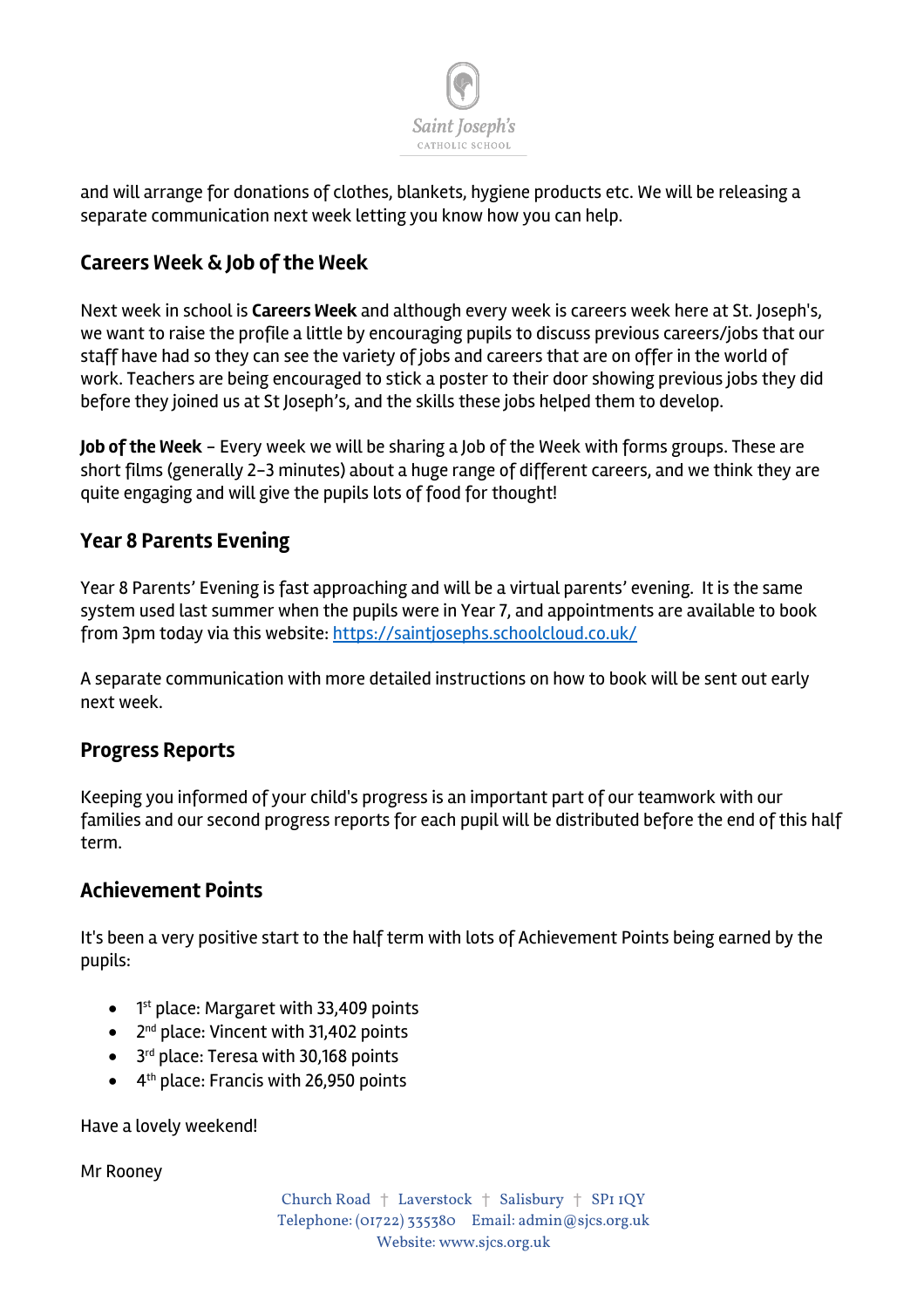and will arrange for donations of clothes, blankets, hygiene products etc. We will be releasing a separate communication next week letting you know how you can help.

## Careers Week & Job of the Week

Next week in school is **Careers Week** and although every week is careers week here at St. Joseph's, we want to raise the profile a little by encouraging pupils to discuss previous careers/jobs that our staff have had so they can see the variety of jobs and careers that are on offer in the world of work. Teachers are being encouraged to stick a poster to their door showing previous jobs they did before they joined us at St Joseph's, and the skills these jobs helped them to develop.

**Job of the Week** – Every week we will be sharing a Job of the Week with forms groups. These are short films (generally 2-3 minutes) about a huge range of different careers, and we think they are quite engaging and will give the pupils lots of food for thought!

## Year 8 Parents Evening

Year 8 Parents' Evening is fast approaching and will be a virtual parents' evening. It is the same system used last summer when the pupils were in Year 7, and appointments are available to book from 3pm today via this website: https://saintjosephs.schoolcloud.co.uk/

A separate communication with more detailed instructions on how to book will be sent out early next week.

## Progress Reports

Keeping you informed of your child's progress is an important part of our teamwork with our families and our second progress reports for each pupil will be distributed before the end of this half term.

## Achievement Points

It's been a very positive start to the half term with lots of Achievement Points being earned by the pupils:

- 1st place: Margaret with 33,409 points
- 2nd place: Vincent with 31,402 points
- 3rd place: Teresa with 30,168 points
- 4th place: Francis with 26,950 points

Have a lovely weekend!

Mr Rooney